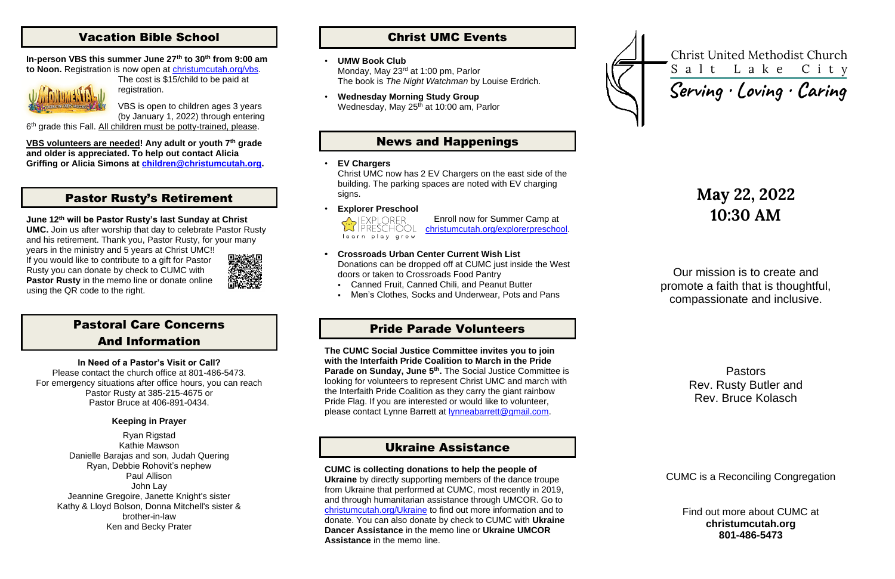## Vacation Bible School

**In-person VBS this summer June 27th to 30th from 9:00 am to Noon.** Registration is now open at christumcutah.org/vbs. The cost is $15/child to be paid at registration.

VBS is open to children ages 3 years (by January 1, 2022) through entering 6th grade this Fall. All children must be potty-trained, please.

**VBS volunteers are needed! Any adult or youth 7th grade and older is appreciated. To help out contact Alicia Griffing or Alicia Simons at children@christumcutah.org.**

## Pastor Rusty's Retirement

**June 12th will be Pastor Rusty's last Sunday at Christ UMC.** Join us after worship that day to celebrate Pastor Rusty and his retirement. Thank you, Pastor Rusty, for your many years in the ministry and 5 years at Christ UMC!! If you would like to contribute to a gift for Pastor Rusty you can donate by check to CUMC with **Pastor Rusty** in the memo line or donate online using the QR code to the right.

## Pastoral Care Concerns And Information

**In Need of a Pastor's Visit or Call?**

Please contact the church office at 801-486-5473.
For emergency situations after office hours, you can reach Pastor Rusty at 385-215-4675 or Pastor Bruce at 406-891-0434.

**Keeping in Prayer**

Ryan Rigstad
Kathie Mawson
Danielle Barajas and son, Judah Quering
Ryan, Debbie Rohovit's nephew
Paul Allison
John Lay
Jeannine Gregoire, Janette Knight's sister
Kathy & Lloyd Bolson, Donna Mitchell's sister & brother-in-law
Ken and Becky Prater

## Christ UMC Events

- **UMW Book Club**
  Monday, May 23rd at 1:00 pm, Parlor
  The book is *The Night Watchman* by Louise Erdrich.
- **Wednesday Morning Study Group**
  Wednesday, May 25th at 10:00 am, Parlor

## News and Happenings

- **EV Chargers**
  Christ UMC now has 2 EV Chargers on the east side of the building. The parking spaces are noted with EV charging signs.
- **Explorer Preschool**
  Enroll now for Summer Camp at christumcutah.org/explorerpreschool.
- **Crossroads Urban Center Current Wish List**
  Donations can be dropped off at CUMC just inside the West doors or taken to Crossroads Food Pantry
  - Canned Fruit, Canned Chili, and Peanut Butter
  - Men's Clothes, Socks and Underwear, Pots and Pans

## Pride Parade Volunteers

**The CUMC Social Justice Committee invites you to join with the Interfaith Pride Coalition to March in the Pride Parade on Sunday, June 5th.** The Social Justice Committee is looking for volunteers to represent Christ UMC and march with the Interfaith Pride Coalition as they carry the giant rainbow Pride Flag. If you are interested or would like to volunteer, please contact Lynne Barrett at lynneabarrett@gmail.com.

## Ukraine Assistance

**CUMC is collecting donations to help the people of Ukraine** by directly supporting members of the dance troupe from Ukraine that performed at CUMC, most recently in 2019, and through humanitarian assistance through UMCOR. Go to christumcutah.org/Ukraine to find out more information and to donate. You can also donate by check to CUMC with **Ukraine Dancer Assistance** in the memo line or **Ukraine UMCOR Assistance** in the memo line.

# Christ United Methodist Church
Salt Lake City

*Serving · Loving · Caring*

## May 22, 2022
## 10:30 AM

Our mission is to create and promote a faith that is thoughtful, compassionate and inclusive.

Pastors
Rev. Rusty Butler and
Rev. Bruce Kolasch

CUMC is a Reconciling Congregation

Find out more about CUMC at
**christumcutah.org**
**801-486-5473**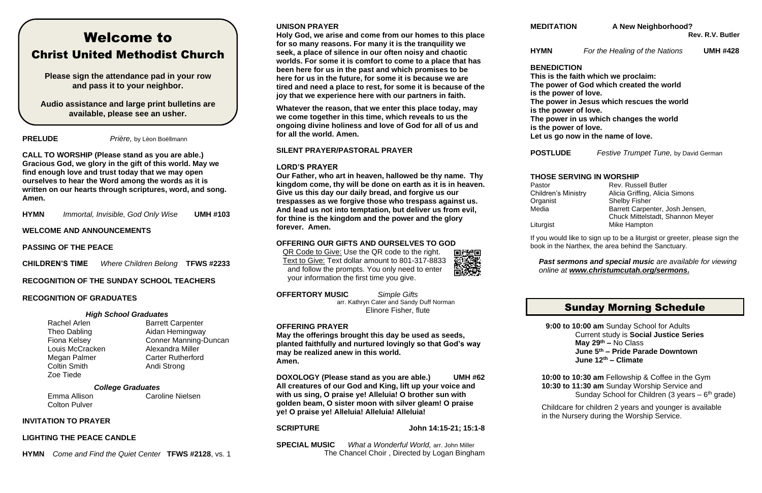# Welcome to
## Christ United Methodist Church

**Please sign the attendance pad in your row and pass it to your neighbor.**

**Audio assistance and large print bulletins are available, please see an usher.**

**PRELUDE** *Prière,* by Lèon Boëllmann

**CALL TO WORSHIP (Please stand as you are able.)**
**Gracious God, we glory in the gift of this world. May we find enough love and trust today that we may open ourselves to hear the Word among the words as it is written on our hearts through scriptures, word, and song. Amen.**

**HYMN** *Immortal, Invisible, God Only Wise* **UMH #103**

**WELCOME AND ANNOUNCEMENTS**

**PASSING OF THE PEACE**

**CHILDREN'S TIME** *Where Children Belong* **TFWS #2233**

**RECOGNITION OF THE SUNDAY SCHOOL TEACHERS**

**RECOGNITION OF GRADUATES**

***High School Graduates***

| | |
|---|---|
| Rachel Arlen | Barrett Carpenter |
| Theo Dabling | Aidan Hemingway |
| Fiona Kelsey | Conner Manning-Duncan |
| Louis McCracken | Alexandra Miller |
| Megan Palmer | Carter Rutherford |
| Coltin Smith | Andi Strong |
| Zoe Tiede | |

***College Graduates***

| | |
|---|---|
| Emma Allison | Caroline Nielsen |
| Colton Pulver | |

**INVITATION TO PRAYER**

**LIGHTING THE PEACE CANDLE**

**HYMN** *Come and Find the Quiet Center* **TFWS #2128**, vs. 1

**UNISON PRAYER**
**Holy God, we arise and come from our homes to this place for so many reasons. For many it is the tranquility we seek, a place of silence in our often noisy and chaotic worlds. For some it is comfort to come to a place that has been here for us in the past and which promises to be here for us in the future, for some it is because we are tired and need a place to rest, for some it is because of the joy that we experience here with our partners in faith.**

**Whatever the reason, that we enter this place today, may we come together in this time, which reveals to us the ongoing divine holiness and love of God for all of us and for all the world. Amen.**

**SILENT PRAYER/PASTORAL PRAYER**

**LORD'S PRAYER**
**Our Father, who art in heaven, hallowed be thy name. Thy kingdom come, thy will be done on earth as it is in heaven. Give us this day our daily bread, and forgive us our trespasses as we forgive those who trespass against us. And lead us not into temptation, but deliver us from evil, for thine is the kingdom and the power and the glory forever. Amen.**

**OFFERING OUR GIFTS AND OURSELVES TO GOD**
QR Code to Give: Use the QR code to the right.
Text to Give: Text dollar amount to 801-317-8833 and follow the prompts. You only need to enter your information the first time you give.

**OFFERTORY MUSIC** *Simple Gifts*
arr. Kathryn Cater and Sandy Duff Norman
Elinore Fisher, flute

**OFFERING PRAYER**
**May the offerings brought this day be used as seeds, planted faithfully and nurtured lovingly so that God's way may be realized anew in this world.**
**Amen.**

**DOXOLOGY (Please stand as you are able.) UMH #62**
**All creatures of our God and King, lift up your voice and with us sing, O praise ye! Alleluia! O brother sun with golden beam, O sister moon with silver gleam! O praise ye! O praise ye! Alleluia! Alleluia! Alleluia!**

**SCRIPTURE** **John 14:15-21; 15:1-8**

**SPECIAL MUSIC** *What a Wonderful World,* arr. John Miller
The Chancel Choir , Directed by Logan Bingham

**MEDITATION** **A New Neighborhood?**
**Rev. R.V. Butler**

**HYMN** *For the Healing of the Nations* **UMH #428**

**BENEDICTION**
**This is the faith which we proclaim:**
**The power of God which created the world is the power of love.**
**The power in Jesus which rescues the world is the power of love.**
**The power in us which changes the world is the power of love.**
**Let us go now in the name of love.**

**POSTLUDE** *Festive Trumpet Tune,* by David German

**THOSE SERVING IN WORSHIP**

| | |
|---|---|
| Pastor | Rev. Russell Butler |
| Children's Ministry | Alicia Griffing, Alicia Simons |
| Organist | Shelby Fisher |
| Media | Barrett Carpenter, Josh Jensen, Chuck Mittelstadt, Shannon Meyer |
| Liturgist | Mike Hampton |

If you would like to sign up to be a liturgist or greeter, please sign the book in the Narthex, the area behind the Sanctuary.

***Past sermons and special music** are available for viewing online at **www.christumcutah.org/sermons.***

## Sunday Morning Schedule

**9:00 to 10:00 am** Sunday School for Adults
Current study is **Social Justice Series**
**May 29th –** No Class
**June 5th – Pride Parade Downtown**
**June 12th – Climate**

**10:00 to 10:30 am** Fellowship & Coffee in the Gym
**10:30 to 11:30 am** Sunday Worship Service and Sunday School for Children (3 years – 6th grade)

Childcare for children 2 years and younger is available in the Nursery during the Worship Service.